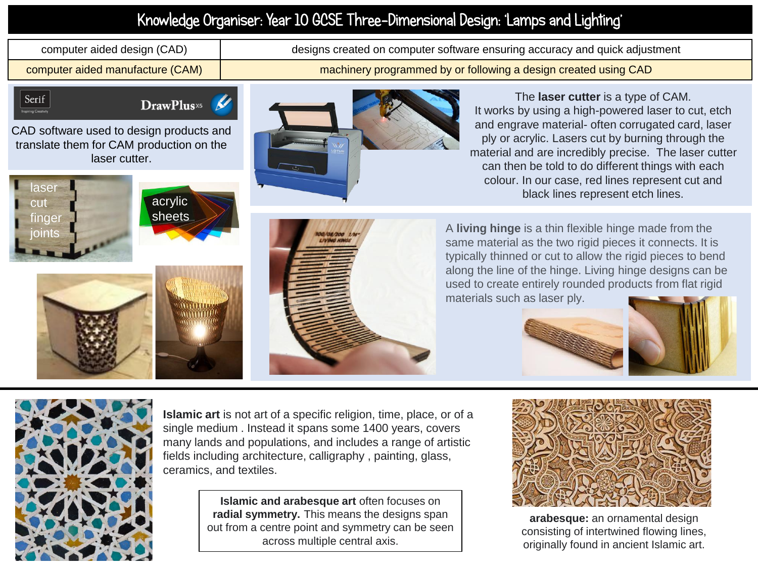# Knowledge Organiser: Year 10 GCSE Three-Dimensional Design: 'Lamps and Lighting'

| computer aided design (CAD) | designs created on computer software ensuring accuracy and quick adjustment |
| --- | --- |
| computer aided manufacture (CAM) | machinery programmed by or following a design created using CAD |

Serif DrawPlus X5

CAD software used to design products and translate them for CAM production on the laser cutter.

laser cut finger joints

acrylic sheets

The **laser cutter** is a type of CAM. It works by using a high-powered laser to cut, etch and engrave material- often corrugated card, laser ply or acrylic. Lasers cut by burning through the material and are incredibly precise. The laser cutter can then be told to do different things with each colour. In our case, red lines represent cut and black lines represent etch lines.

A **living hinge** is a thin flexible hinge made from the same material as the two rigid pieces it connects. It is typically thinned or cut to allow the rigid pieces to bend along the line of the hinge. Living hinge designs can be used to create entirely rounded products from flat rigid materials such as laser ply.

**Islamic art** is not art of a specific religion, time, place, or of a single medium . Instead it spans some 1400 years, covers many lands and populations, and includes a range of artistic fields including architecture, calligraphy , painting, glass, ceramics, and textiles.

**Islamic and arabesque art** often focuses on **radial symmetry.** This means the designs span out from a centre point and symmetry can be seen across multiple central axis.

**arabesque:** an ornamental design consisting of intertwined flowing lines, originally found in ancient Islamic art.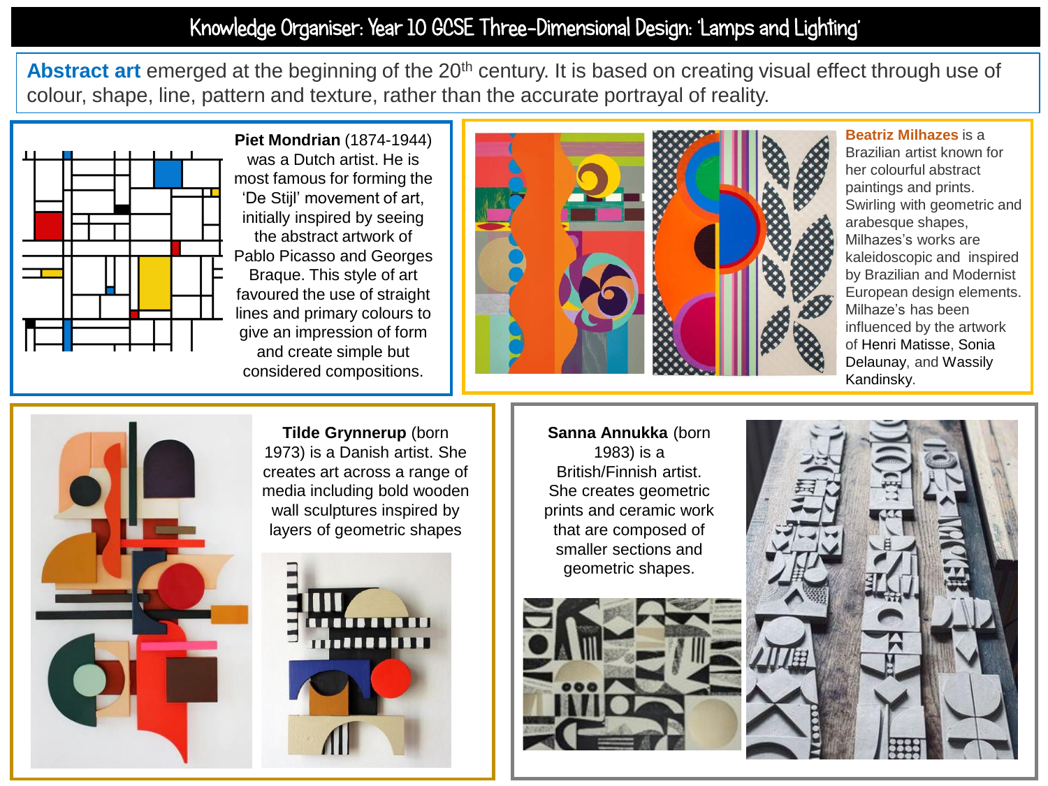# Knowledge Organiser: Year 10 GCSE Three-Dimensional Design: 'Lamps and Lighting'

**Abstract art** emerged at the beginning of the 20th century. It is based on creating visual effect through use of colour, shape, line, pattern and texture, rather than the accurate portrayal of reality.

**Piet Mondrian** (1874-1944) was a Dutch artist. He is most famous for forming the 'De Stijl' movement of art, initially inspired by seeing the abstract artwork of Pablo Picasso and Georges Braque. This style of art favoured the use of straight lines and primary colours to give an impression of form and create simple but considered compositions.

**Beatriz Milhazes** is a Brazilian artist known for her colourful abstract paintings and prints. Swirling with geometric and arabesque shapes, Milhazes's works are kaleidoscopic and inspired by Brazilian and Modernist European design elements. Milhaze's has been influenced by the artwork of Henri Matisse, Sonia Delaunay, and Wassily Kandinsky.

**Tilde Grynnerup** (born 1973) is a Danish artist. She creates art across a range of media including bold wooden wall sculptures inspired by layers of geometric shapes

**Sanna Annukka** (born 1983) is a British/Finnish artist. She creates geometric prints and ceramic work that are composed of smaller sections and geometric shapes.